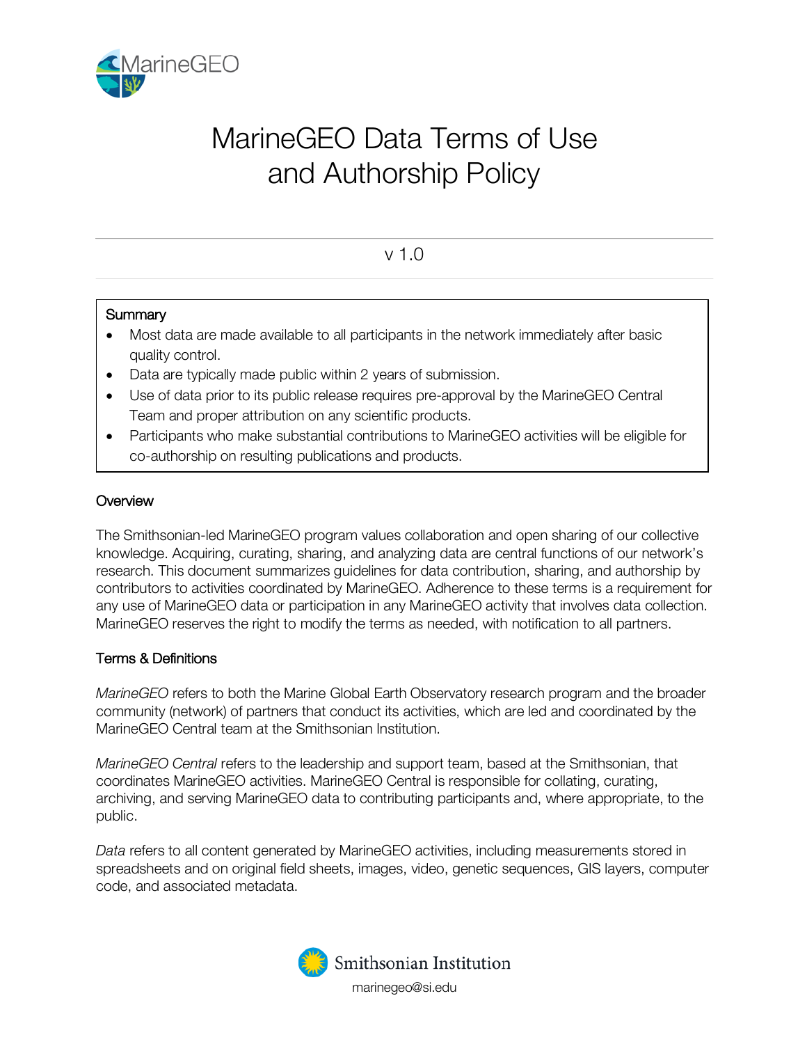# MarineGEO Data Terms of Use and Authorship Policy

v 1.0

**Summary**

- Most data are made available to all participants in the network immediately after basic quality control.
- Data are typically made public within 2 years of submission.
- Use of data prior to its public release requires pre-approval by the MarineGEO Central Team and proper attribution on any scientific products.
- Participants who make substantial contributions to MarineGEO activities will be eligible for co-authorship on resulting publications and products.

## Overview

The Smithsonian-led MarineGEO program values collaboration and open sharing of our collective knowledge. Acquiring, curating, sharing, and analyzing data are central functions of our network's research. This document summarizes guidelines for data contribution, sharing, and authorship by contributors to activities coordinated by MarineGEO. Adherence to these terms is a requirement for any use of MarineGEO data or participation in any MarineGEO activity that involves data collection. MarineGEO reserves the right to modify the terms as needed, with notification to all partners.

## Terms & Definitions

*MarineGEO* refers to both the Marine Global Earth Observatory research program and the broader community (network) of partners that conduct its activities, which are led and coordinated by the MarineGEO Central team at the Smithsonian Institution.

*MarineGEO Central* refers to the leadership and support team, based at the Smithsonian, that coordinates MarineGEO activities. MarineGEO Central is responsible for collating, curating, archiving, and serving MarineGEO data to contributing participants and, where appropriate, to the public.

*Data* refers to all content generated by MarineGEO activities, including measurements stored in spreadsheets and on original field sheets, images, video, genetic sequences, GIS layers, computer code, and associated metadata.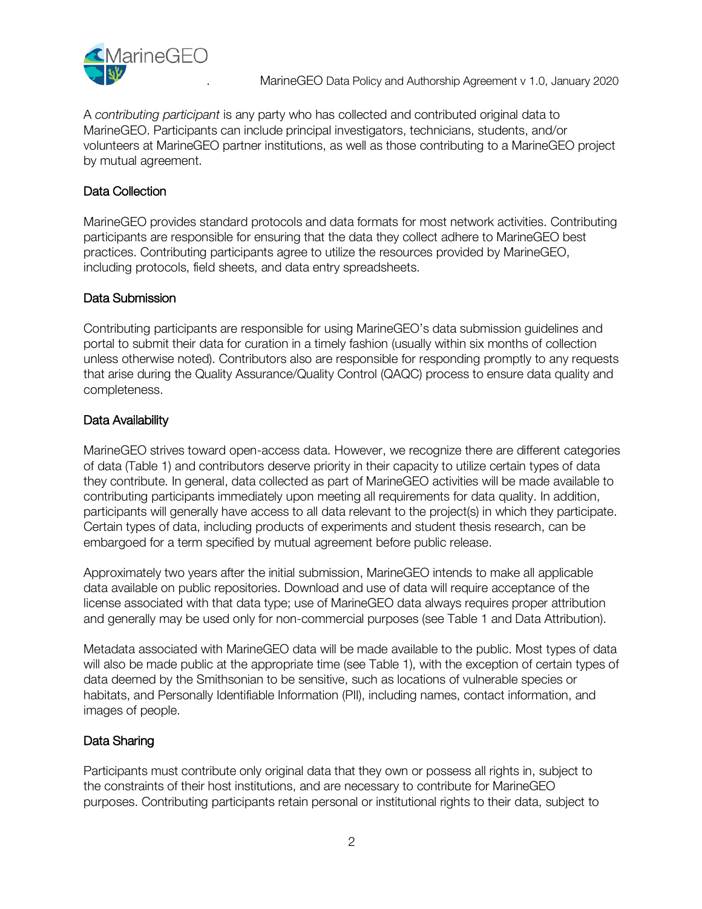A *contributing participant* is any party who has collected and contributed original data to MarineGEO. Participants can include principal investigators, technicians, students, and/or volunteers at MarineGEO partner institutions, as well as those contributing to a MarineGEO project by mutual agreement.

## Data Collection

MarineGEO provides standard protocols and data formats for most network activities. Contributing participants are responsible for ensuring that the data they collect adhere to MarineGEO best practices. Contributing participants agree to utilize the resources provided by MarineGEO, including protocols, field sheets, and data entry spreadsheets.

## Data Submission

Contributing participants are responsible for using MarineGEO's data submission guidelines and portal to submit their data for curation in a timely fashion (usually within six months of collection unless otherwise noted). Contributors also are responsible for responding promptly to any requests that arise during the Quality Assurance/Quality Control (QAQC) process to ensure data quality and completeness.

## Data Availability

MarineGEO strives toward open-access data. However, we recognize there are different categories of data (Table 1) and contributors deserve priority in their capacity to utilize certain types of data they contribute. In general, data collected as part of MarineGEO activities will be made available to contributing participants immediately upon meeting all requirements for data quality. In addition, participants will generally have access to all data relevant to the project(s) in which they participate. Certain types of data, including products of experiments and student thesis research, can be embargoed for a term specified by mutual agreement before public release.

Approximately two years after the initial submission, MarineGEO intends to make all applicable data available on public repositories. Download and use of data will require acceptance of the license associated with that data type; use of MarineGEO data always requires proper attribution and generally may be used only for non-commercial purposes (see Table 1 and Data Attribution).

Metadata associated with MarineGEO data will be made available to the public. Most types of data will also be made public at the appropriate time (see Table 1), with the exception of certain types of data deemed by the Smithsonian to be sensitive, such as locations of vulnerable species or habitats, and Personally Identifiable Information (PII), including names, contact information, and images of people.

## Data Sharing

Participants must contribute only original data that they own or possess all rights in, subject to the constraints of their host institutions, and are necessary to contribute for MarineGEO purposes. Contributing participants retain personal or institutional rights to their data, subject to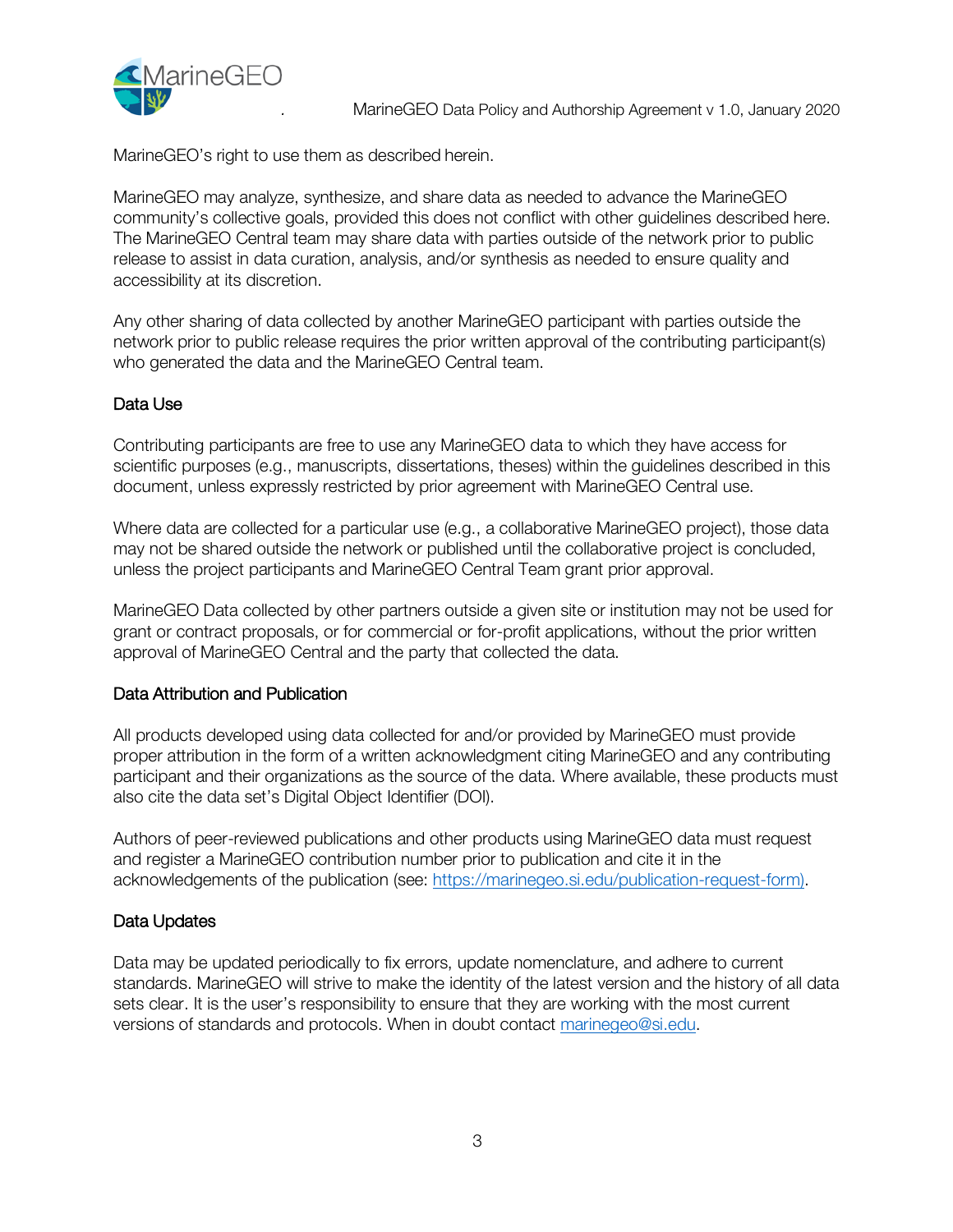MarineGEO's right to use them as described herein.

MarineGEO may analyze, synthesize, and share data as needed to advance the MarineGEO community's collective goals, provided this does not conflict with other guidelines described here. The MarineGEO Central team may share data with parties outside of the network prior to public release to assist in data curation, analysis, and/or synthesis as needed to ensure quality and accessibility at its discretion.

Any other sharing of data collected by another MarineGEO participant with parties outside the network prior to public release requires the prior written approval of the contributing participant(s) who generated the data and the MarineGEO Central team.

### Data Use

Contributing participants are free to use any MarineGEO data to which they have access for scientific purposes (e.g., manuscripts, dissertations, theses) within the guidelines described in this document, unless expressly restricted by prior agreement with MarineGEO Central use.

Where data are collected for a particular use (e.g., a collaborative MarineGEO project), those data may not be shared outside the network or published until the collaborative project is concluded, unless the project participants and MarineGEO Central Team grant prior approval.

MarineGEO Data collected by other partners outside a given site or institution may not be used for grant or contract proposals, or for commercial or for-profit applications, without the prior written approval of MarineGEO Central and the party that collected the data.

### Data Attribution and Publication

All products developed using data collected for and/or provided by MarineGEO must provide proper attribution in the form of a written acknowledgment citing MarineGEO and any contributing participant and their organizations as the source of the data. Where available, these products must also cite the data set's Digital Object Identifier (DOI).

Authors of peer-reviewed publications and other products using MarineGEO data must request and register a MarineGEO contribution number prior to publication and cite it in the acknowledgements of the publication (see: https://marinegeo.si.edu/publication-request-form).

### Data Updates

Data may be updated periodically to fix errors, update nomenclature, and adhere to current standards. MarineGEO will strive to make the identity of the latest version and the history of all data sets clear. It is the user's responsibility to ensure that they are working with the most current versions of standards and protocols. When in doubt contact marinegeo@si.edu.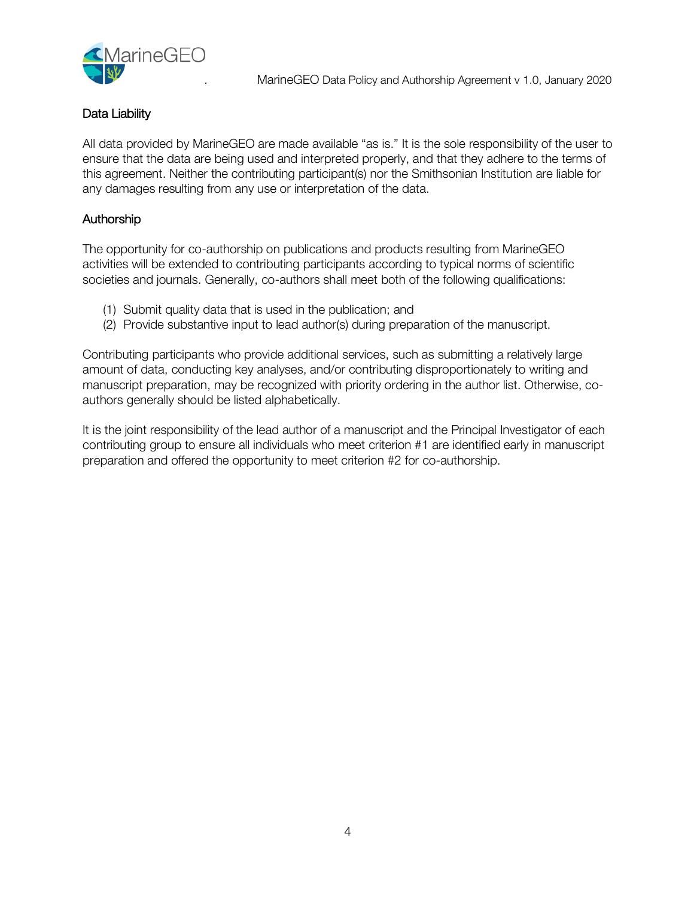## Data Liability

All data provided by MarineGEO are made available "as is." It is the sole responsibility of the user to ensure that the data are being used and interpreted properly, and that they adhere to the terms of this agreement. Neither the contributing participant(s) nor the Smithsonian Institution are liable for any damages resulting from any use or interpretation of the data.

## Authorship

The opportunity for co-authorship on publications and products resulting from MarineGEO activities will be extended to contributing participants according to typical norms of scientific societies and journals. Generally, co-authors shall meet both of the following qualifications:

(1) Submit quality data that is used in the publication; and
(2) Provide substantive input to lead author(s) during preparation of the manuscript.

Contributing participants who provide additional services, such as submitting a relatively large amount of data, conducting key analyses, and/or contributing disproportionately to writing and manuscript preparation, may be recognized with priority ordering in the author list. Otherwise, co-authors generally should be listed alphabetically.

It is the joint responsibility of the lead author of a manuscript and the Principal Investigator of each contributing group to ensure all individuals who meet criterion #1 are identified early in manuscript preparation and offered the opportunity to meet criterion #2 for co-authorship.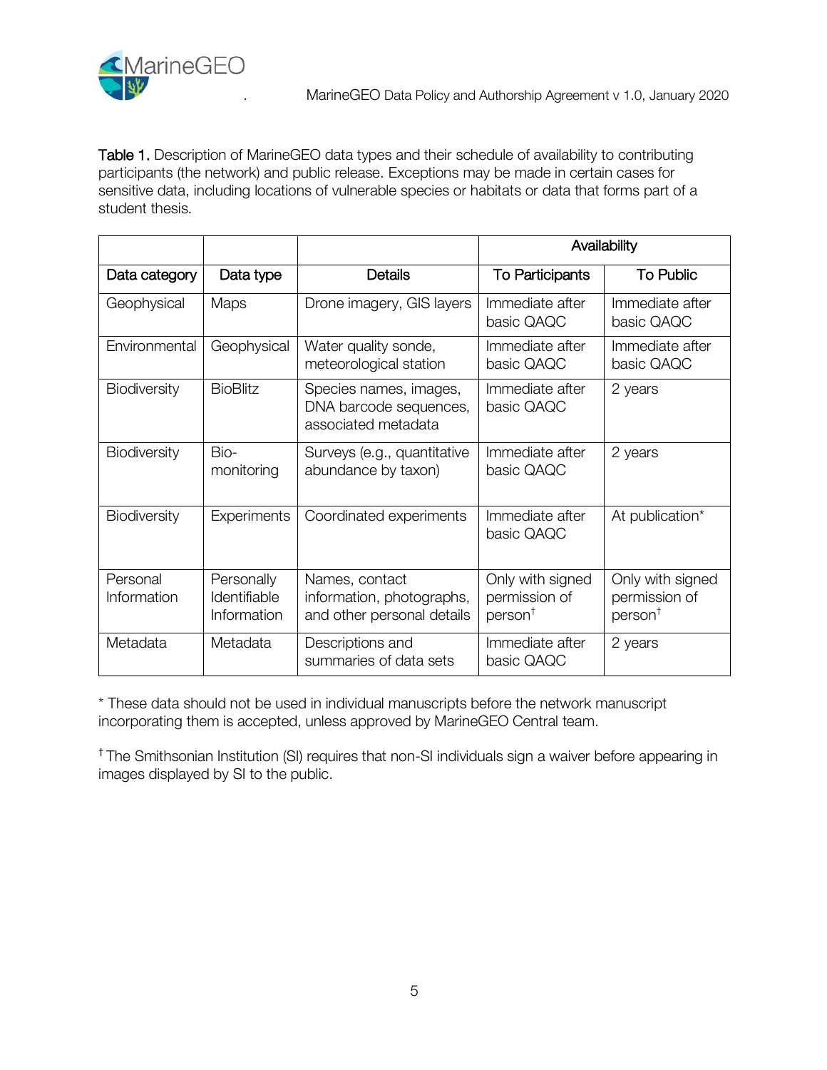**Table 1.** Description of MarineGEO data types and their schedule of availability to contributing participants (the network) and public release. Exceptions may be made in certain cases for sensitive data, including locations of vulnerable species or habitats or data that forms part of a student thesis.

| | | | Availability | |
|---|---|---|---|---|
| Data category | Data type | Details | To Participants | To Public |
| Geophysical | Maps | Drone imagery, GIS layers | Immediate after basic QAQC | Immediate after basic QAQC |
| Environmental | Geophysical | Water quality sonde, meteorological station | Immediate after basic QAQC | Immediate after basic QAQC |
| Biodiversity | BioBlitz | Species names, images, DNA barcode sequences, associated metadata | Immediate after basic QAQC | 2 years |
| Biodiversity | Bio-monitoring | Surveys (e.g., quantitative abundance by taxon) | Immediate after basic QAQC | 2 years |
| Biodiversity | Experiments | Coordinated experiments | Immediate after basic QAQC | At publication* |
| Personal Information | Personally Identifiable Information | Names, contact information, photographs, and other personal details | Only with signed permission of person† | Only with signed permission of person† |
| Metadata | Metadata | Descriptions and summaries of data sets | Immediate after basic QAQC | 2 years |

* These data should not be used in individual manuscripts before the network manuscript incorporating them is accepted, unless approved by MarineGEO Central team.

† The Smithsonian Institution (SI) requires that non-SI individuals sign a waiver before appearing in images displayed by SI to the public.